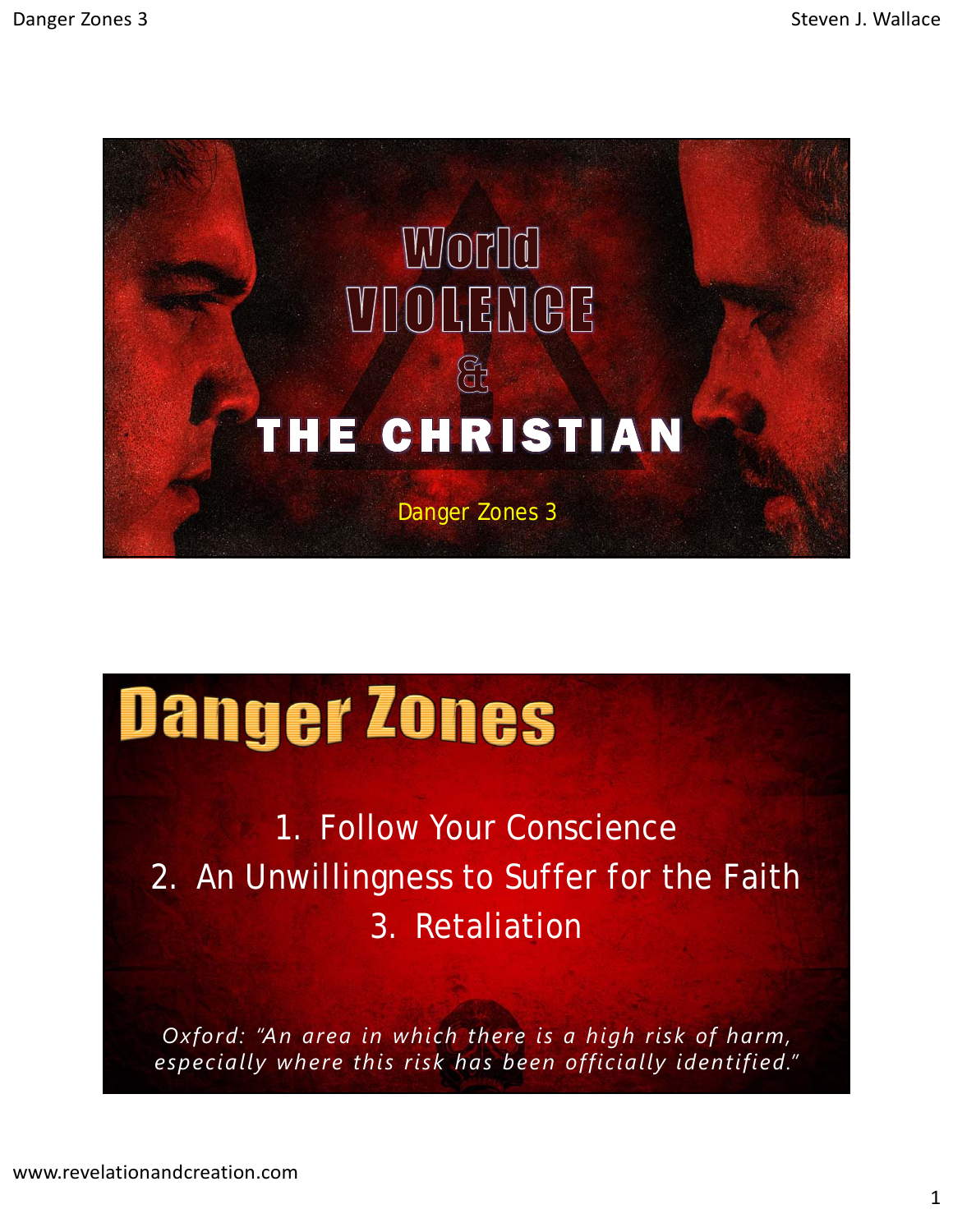# World VIOLENCE & THE CHRISTIAN

Danger Zones 3

## Danger Zones

1. Follow Your Conscience
2. An Unwillingness to Suffer for the Faith
3. Retaliation

*Oxford: "An area in which there is a high risk of harm, especially where this risk has been officially identified."*

www.revelationandcreation.com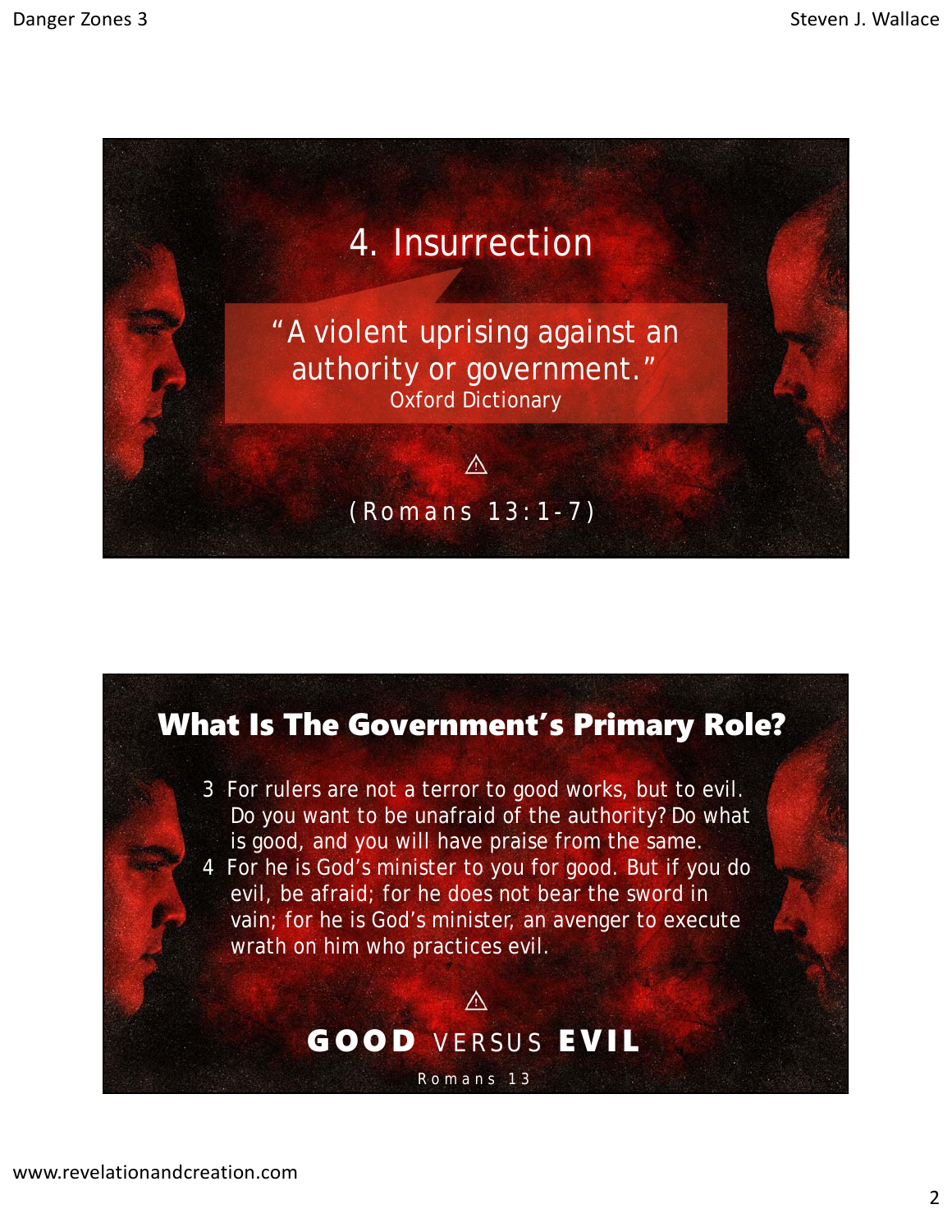## 4. Insurrection

"A violent uprising against an authority or government."
Oxford Dictionary

⚠

(Romans 13:1-7)

## What Is The Government's Primary Role?

3 For rulers are not a terror to good works, but to evil. Do you want to be unafraid of the authority? Do what is good, and you will have praise from the same.
4 For he is God's minister to you for good. But if you do evil, be afraid; for he does not bear the sword in vain; for he is God's minister, an avenger to execute wrath on him who practices evil.

⚠

**GOOD** VERSUS **EVIL**

Romans 13

www.revelationandcreation.com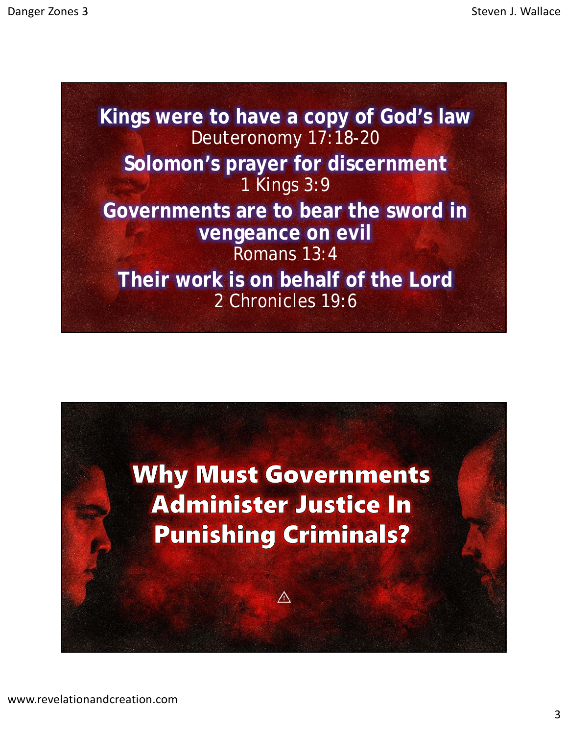**Kings were to have a copy of God's law**
Deuteronomy 17:18-20

**Solomon's prayer for discernment**
1 Kings 3:9

**Governments are to bear the sword in vengeance on evil**
Romans 13:4

**Their work is on behalf of the Lord**
2 Chronicles 19:6

# Why Must Governments Administer Justice In Punishing Criminals?

⚠

www.revelationandcreation.com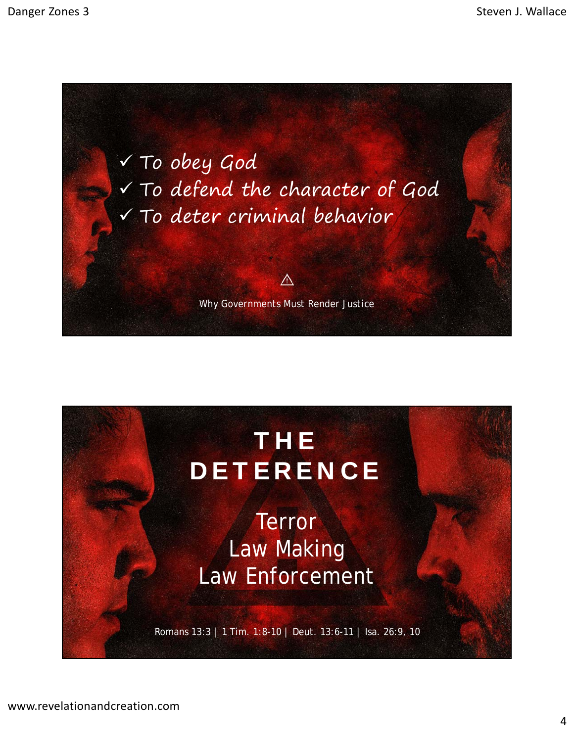✓ To obey God
✓ To defend the character of God
✓ To deter criminal behavior

⚠

Why Governments Must Render Justice

# THE DETERENCE

Terror
Law Making
Law Enforcement

Romans 13:3 | 1 Tim. 1:8-10 | Deut. 13:6-11 | Isa. 26:9, 10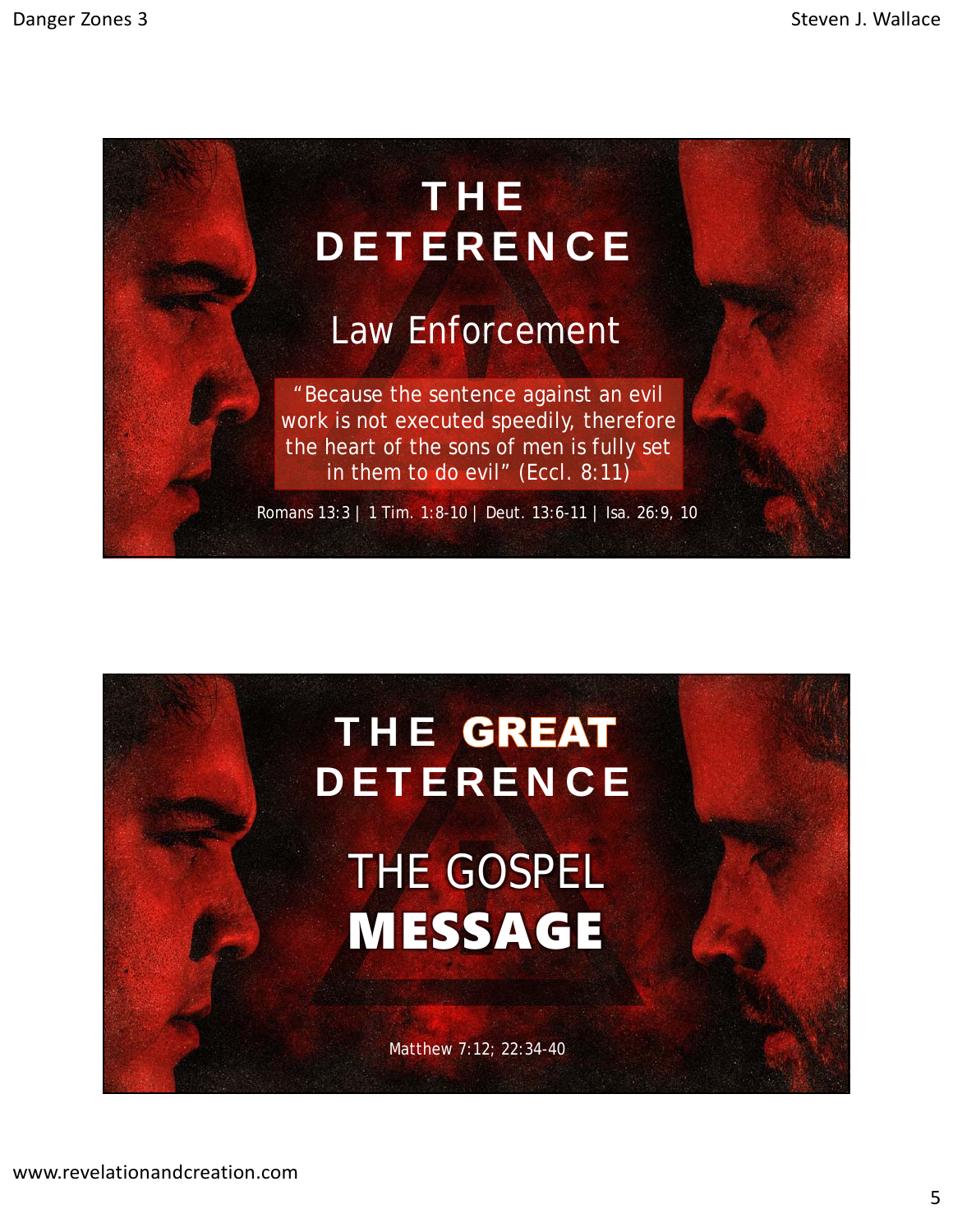# THE DETERENCE

## Law Enforcement

"Because the sentence against an evil work is not executed speedily, therefore the heart of the sons of men is fully set in them to do evil" (Eccl. 8:11)

Romans 13:3 | 1 Tim. 1:8-10 | Deut. 13:6-11 | Isa. 26:9, 10

# THE **GREAT** DETERENCE

## THE GOSPEL **MESSAGE**

Matthew 7:12; 22:34-40

www.revelationandcreation.com